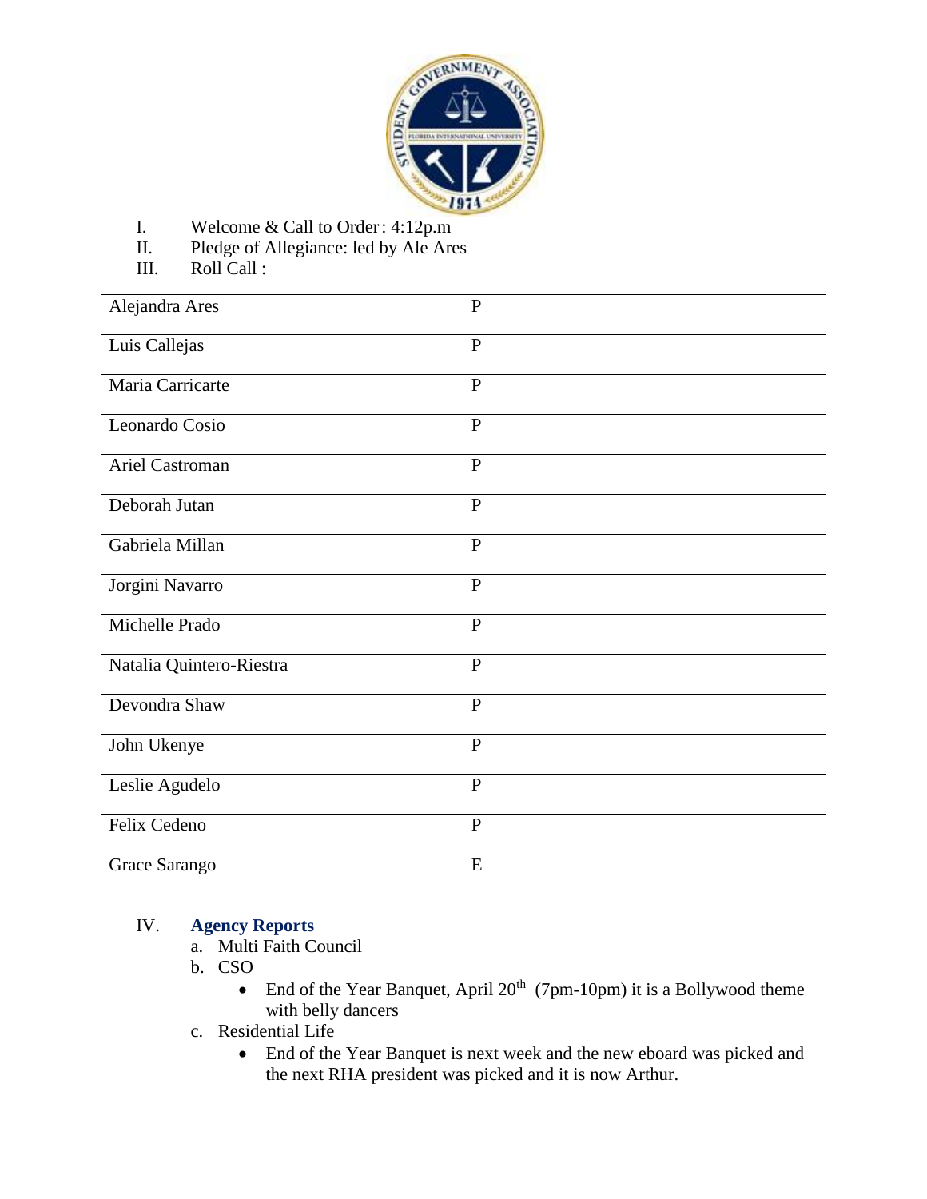I. Welcome & Call to Order: 4:12p.m

II. Pledge of Allegiance: led by Ale Ares

III. Roll Call :

| | |
|---|---|
| Alejandra Ares | P |
| Luis Callejas | P |
| Maria Carricarte | P |
| Leonardo Cosio | P |
| Ariel Castroman | P |
| Deborah Jutan | P |
| Gabriela Millan | P |
| Jorgini Navarro | P |
| Michelle Prado | P |
| Natalia Quintero-Riestra | P |
| Devondra Shaw | P |
| John Ukenye | P |
| Leslie Agudelo | P |
| Felix Cedeno | P |
| Grace Sarango | E |

IV. **Agency Reports**

a. Multi Faith Council

b. CSO

- End of the Year Banquet, April 20th (7pm-10pm) it is a Bollywood theme with belly dancers

c. Residential Life

- End of the Year Banquet is next week and the new eboard was picked and the next RHA president was picked and it is now Arthur.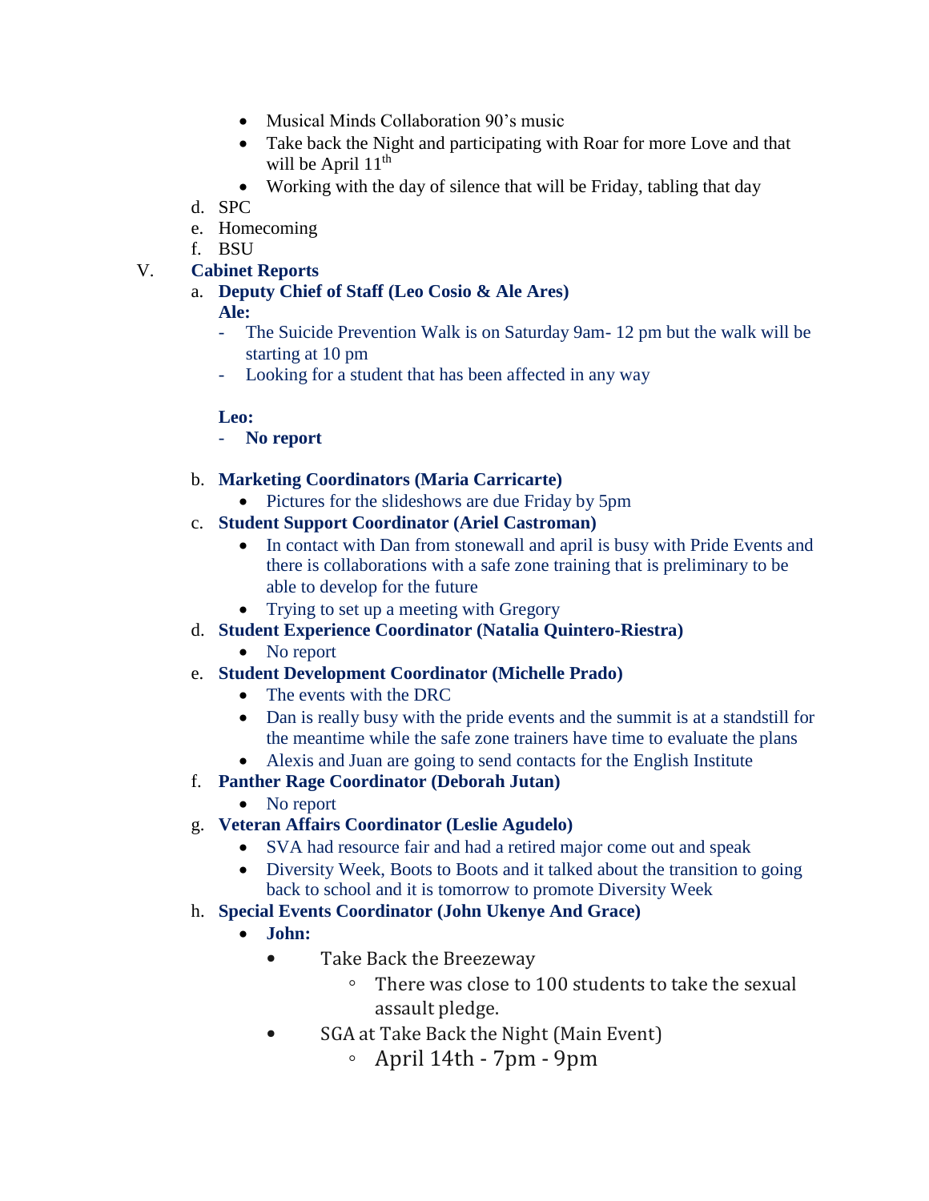- Musical Minds Collaboration 90's music
- Take back the Night and participating with Roar for more Love and that will be April 11th
- Working with the day of silence that will be Friday, tabling that day

d. SPC

e. Homecoming

f. BSU

V. **Cabinet Reports**

a. **Deputy Chief of Staff (Leo Cosio & Ale Ares)**

**Ale:**

- The Suicide Prevention Walk is on Saturday 9am- 12 pm but the walk will be starting at 10 pm
- Looking for a student that has been affected in any way

**Leo:**

- **No report**

b. **Marketing Coordinators (Maria Carricarte)**

- Pictures for the slideshows are due Friday by 5pm

c. **Student Support Coordinator (Ariel Castroman)**

- In contact with Dan from stonewall and april is busy with Pride Events and there is collaborations with a safe zone training that is preliminary to be able to develop for the future
- Trying to set up a meeting with Gregory

d. **Student Experience Coordinator (Natalia Quintero-Riestra)**

- No report

e. **Student Development Coordinator (Michelle Prado)**

- The events with the DRC
- Dan is really busy with the pride events and the summit is at a standstill for the meantime while the safe zone trainers have time to evaluate the plans
- Alexis and Juan are going to send contacts for the English Institute

f. **Panther Rage Coordinator (Deborah Jutan)**

- No report

g. **Veteran Affairs Coordinator (Leslie Agudelo)**

- SVA had resource fair and had a retired major come out and speak
- Diversity Week, Boots to Boots and it talked about the transition to going back to school and it is tomorrow to promote Diversity Week

h. **Special Events Coordinator (John Ukenye And Grace)**

- **John:**
  - Take Back the Breezeway
    - There was close to 100 students to take the sexual assault pledge.
  - SGA at Take Back the Night (Main Event)
    - April 14th - 7pm - 9pm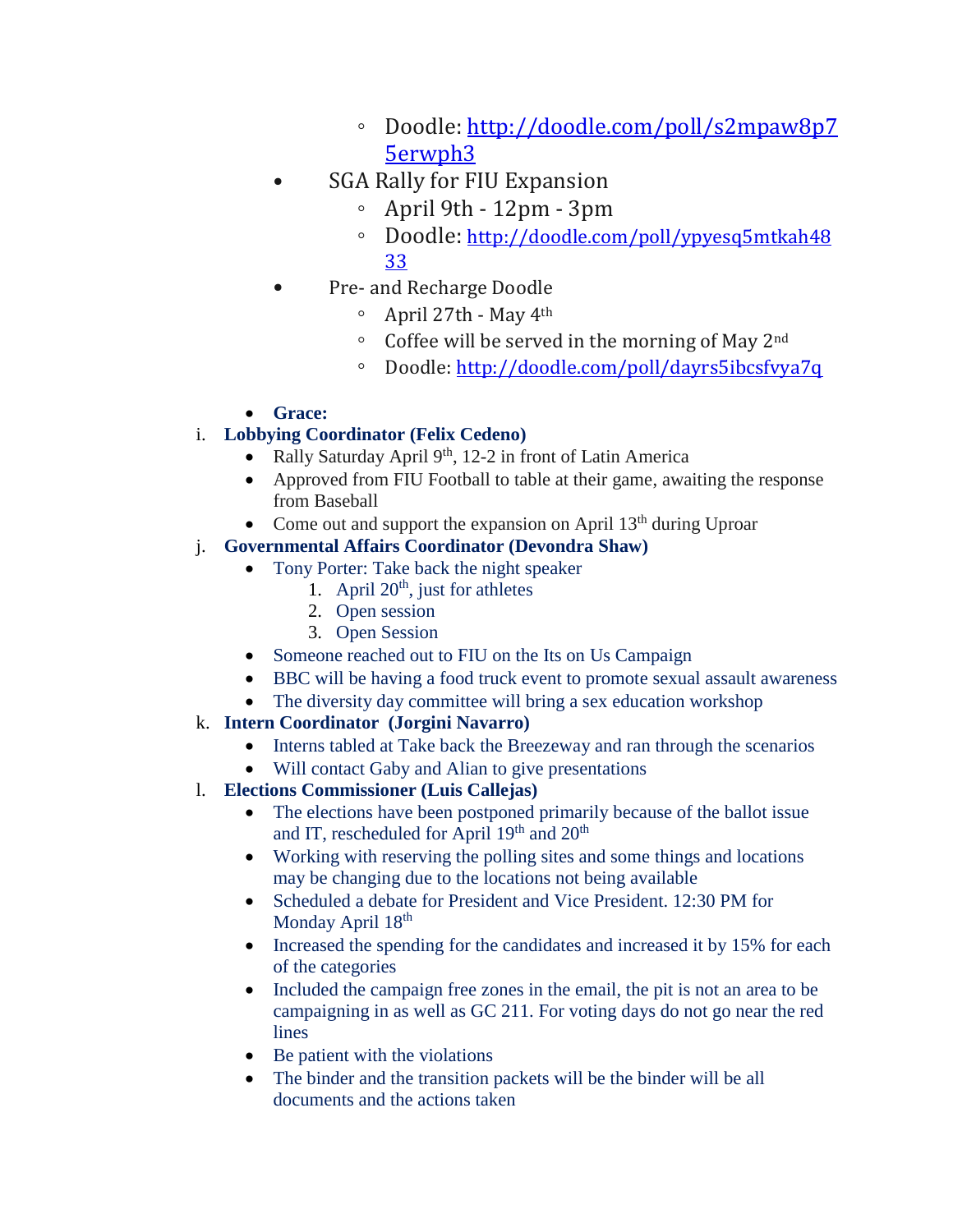- Doodle: http://doodle.com/poll/s2mpaw8p75erwph3
- SGA Rally for FIU Expansion
  - April 9th - 12pm - 3pm
  - Doodle: http://doodle.com/poll/ypyesq5mtkah4833
- Pre- and Recharge Doodle
  - April 27th - May 4th
  - Coffee will be served in the morning of May 2nd
  - Doodle: http://doodle.com/poll/dayrs5ibcsfvya7q

- **Grace:**

i. **Lobbying Coordinator (Felix Cedeno)**
   - Rally Saturday April 9th, 12-2 in front of Latin America
   - Approved from FIU Football to table at their game, awaiting the response from Baseball
   - Come out and support the expansion on April 13th during Uproar

j. **Governmental Affairs Coordinator (Devondra Shaw)**
   - Tony Porter: Take back the night speaker
     1. April 20th, just for athletes
     2. Open session
     3. Open Session
   - Someone reached out to FIU on the Its on Us Campaign
   - BBC will be having a food truck event to promote sexual assault awareness
   - The diversity day committee will bring a sex education workshop

k. **Intern Coordinator (Jorgini Navarro)**
   - Interns tabled at Take back the Breezeway and ran through the scenarios
   - Will contact Gaby and Alian to give presentations

l. **Elections Commissioner (Luis Callejas)**
   - The elections have been postponed primarily because of the ballot issue and IT, rescheduled for April 19th and 20th
   - Working with reserving the polling sites and some things and locations may be changing due to the locations not being available
   - Scheduled a debate for President and Vice President. 12:30 PM for Monday April 18th
   - Increased the spending for the candidates and increased it by 15% for each of the categories
   - Included the campaign free zones in the email, the pit is not an area to be campaigning in as well as GC 211. For voting days do not go near the red lines
   - Be patient with the violations
   - The binder and the transition packets will be the binder will be all documents and the actions taken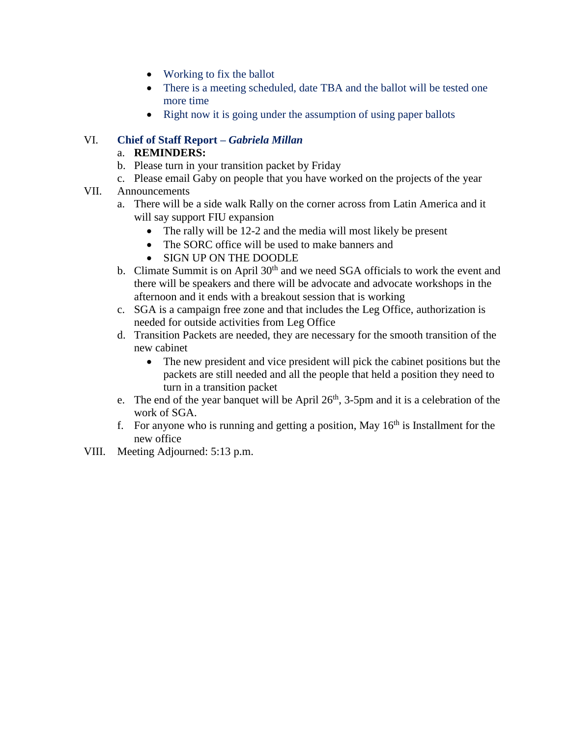- Working to fix the ballot
- There is a meeting scheduled, date TBA and the ballot will be tested one more time
- Right now it is going under the assumption of using paper ballots

VI. **Chief of Staff Report – *Gabriela Millan***

a. **REMINDERS:**

b. Please turn in your transition packet by Friday

c. Please email Gaby on people that you have worked on the projects of the year

VII. Announcements

a. There will be a side walk Rally on the corner across from Latin America and it will say support FIU expansion
   - The rally will be 12-2 and the media will most likely be present
   - The SORC office will be used to make banners and
   - SIGN UP ON THE DOODLE

b. Climate Summit is on April 30th and we need SGA officials to work the event and there will be speakers and there will be advocate and advocate workshops in the afternoon and it ends with a breakout session that is working

c. SGA is a campaign free zone and that includes the Leg Office, authorization is needed for outside activities from Leg Office

d. Transition Packets are needed, they are necessary for the smooth transition of the new cabinet
   - The new president and vice president will pick the cabinet positions but the packets are still needed and all the people that held a position they need to turn in a transition packet

e. The end of the year banquet will be April 26th, 3-5pm and it is a celebration of the work of SGA.

f. For anyone who is running and getting a position, May 16th is Installment for the new office

VIII. Meeting Adjourned: 5:13 p.m.